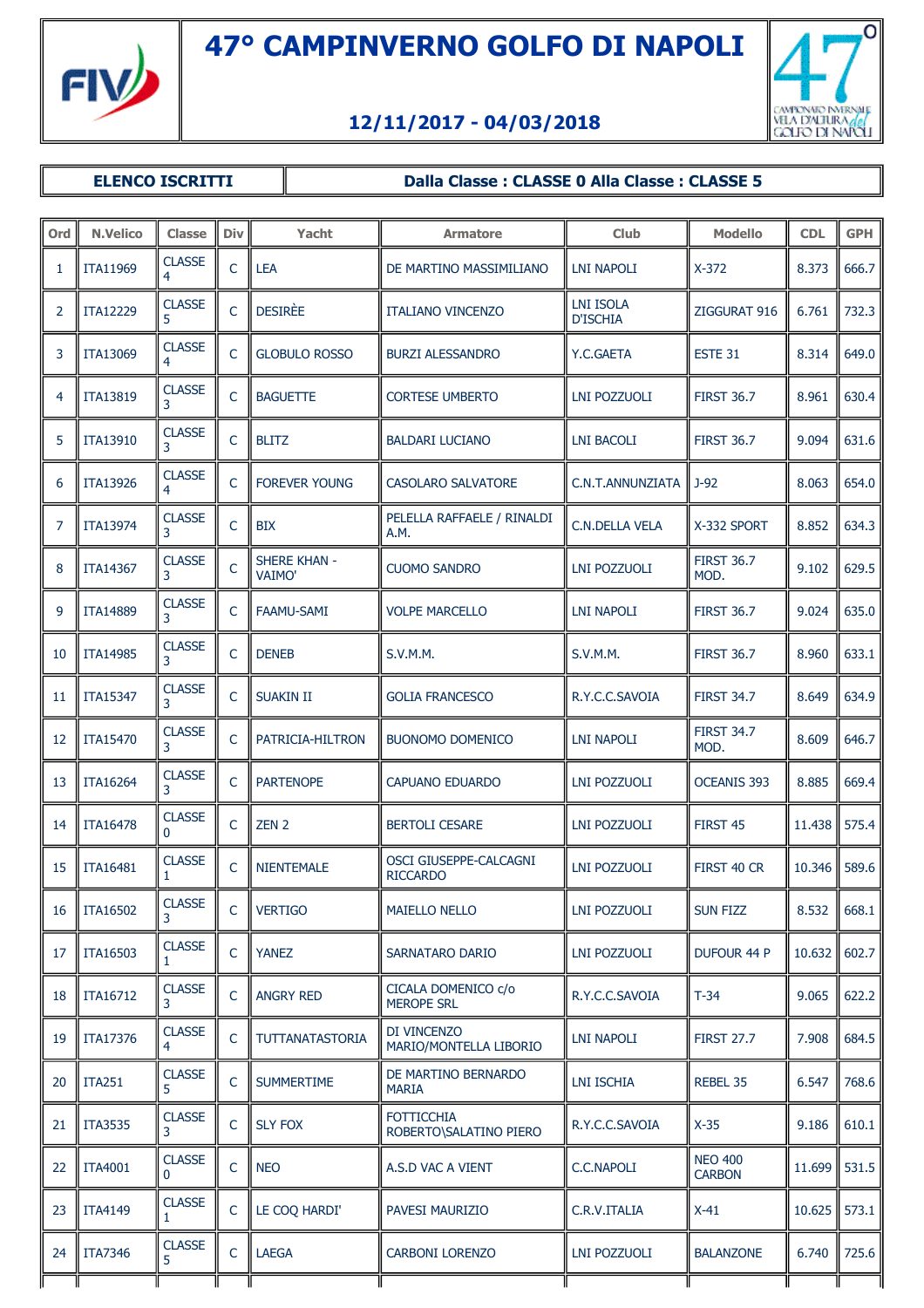# 47° CAMPINVERNO GOLFO DI NAPOLI

## 12/11/2017 - 04/03/2018

**ELENCO ISCRITTI** | **Dalla Classe : CLASSE 0 Alla Classe : CLASSE 5**

| Ord | N.Velico | Classe | Div | Yacht | Armatore | Club | Modello | CDL | GPH |
|---|---|---|---|---|---|---|---|---|---|
| 1 | ITA11969 | CLASSE 4 | C | LEA | DE MARTINO MASSIMILIANO | LNI NAPOLI | X-372 | 8.373 | 666.7 |
| 2 | ITA12229 | CLASSE 5 | C | DESIRÈE | ITALIANO VINCENZO | LNI ISOLA D'ISCHIA | ZIGGURAT 916 | 6.761 | 732.3 |
| 3 | ITA13069 | CLASSE 4 | C | GLOBULO ROSSO | BURZI ALESSANDRO | Y.C.GAETA | ESTE 31 | 8.314 | 649.0 |
| 4 | ITA13819 | CLASSE 3 | C | BAGUETTE | CORTESE UMBERTO | LNI POZZUOLI | FIRST 36.7 | 8.961 | 630.4 |
| 5 | ITA13910 | CLASSE 3 | C | BLITZ | BALDARI LUCIANO | LNI BACOLI | FIRST 36.7 | 9.094 | 631.6 |
| 6 | ITA13926 | CLASSE 4 | C | FOREVER YOUNG | CASOLARO SALVATORE | C.N.T.ANNUNZIATA | J-92 | 8.063 | 654.0 |
| 7 | ITA13974 | CLASSE 3 | C | BIX | PELELLA RAFFAELE / RINALDI A.M. | C.N.DELLA VELA | X-332 SPORT | 8.852 | 634.3 |
| 8 | ITA14367 | CLASSE 3 | C | SHERE KHAN - VAIMO' | CUOMO SANDRO | LNI POZZUOLI | FIRST 36.7 MOD. | 9.102 | 629.5 |
| 9 | ITA14889 | CLASSE 3 | C | FAAMU-SAMI | VOLPE MARCELLO | LNI NAPOLI | FIRST 36.7 | 9.024 | 635.0 |
| 10 | ITA14985 | CLASSE 3 | C | DENEB | S.V.M.M. | S.V.M.M. | FIRST 36.7 | 8.960 | 633.1 |
| 11 | ITA15347 | CLASSE 3 | C | SUAKIN II | GOLIA FRANCESCO | R.Y.C.C.SAVOIA | FIRST 34.7 | 8.649 | 634.9 |
| 12 | ITA15470 | CLASSE 3 | C | PATRICIA-HILTRON | BUONOMO DOMENICO | LNI NAPOLI | FIRST 34.7 MOD. | 8.609 | 646.7 |
| 13 | ITA16264 | CLASSE 3 | C | PARTENOPE | CAPUANO EDUARDO | LNI POZZUOLI | OCEANIS 393 | 8.885 | 669.4 |
| 14 | ITA16478 | CLASSE 0 | C | ZEN 2 | BERTOLI CESARE | LNI POZZUOLI | FIRST 45 | 11.438 | 575.4 |
| 15 | ITA16481 | CLASSE 1 | C | NIENTEMALE | OSCI GIUSEPPE-CALCAGNI RICCARDO | LNI POZZUOLI | FIRST 40 CR | 10.346 | 589.6 |
| 16 | ITA16502 | CLASSE 3 | C | VERTIGO | MAIELLO NELLO | LNI POZZUOLI | SUN FIZZ | 8.532 | 668.1 |
| 17 | ITA16503 | CLASSE 1 | C | YANEZ | SARNATARO DARIO | LNI POZZUOLI | DUFOUR 44 P | 10.632 | 602.7 |
| 18 | ITA16712 | CLASSE 3 | C | ANGRY RED | CICALA DOMENICO c/o MEROPE SRL | R.Y.C.C.SAVOIA | T-34 | 9.065 | 622.2 |
| 19 | ITA17376 | CLASSE 4 | C | TUTTANATASTORIA | DI VINCENZO MARIO/MONTELLA LIBORIO | LNI NAPOLI | FIRST 27.7 | 7.908 | 684.5 |
| 20 | ITA251 | CLASSE 5 | C | SUMMERTIME | DE MARTINO BERNARDO MARIA | LNI ISCHIA | REBEL 35 | 6.547 | 768.6 |
| 21 | ITA3535 | CLASSE 3 | C | SLY FOX | FOTTICCHIA ROBERTO\SALATINO PIERO | R.Y.C.C.SAVOIA | X-35 | 9.186 | 610.1 |
| 22 | ITA4001 | CLASSE 0 | C | NEO | A.S.D VAC A VIENT | C.C.NAPOLI | NEO 400 CARBON | 11.699 | 531.5 |
| 23 | ITA4149 | CLASSE 1 | C | LE COQ HARDI' | PAVESI MAURIZIO | C.R.V.ITALIA | X-41 | 10.625 | 573.1 |
| 24 | ITA7346 | CLASSE 5 | C | LAEGA | CARBONI LORENZO | LNI POZZUOLI | BALANZONE | 6.740 | 725.6 |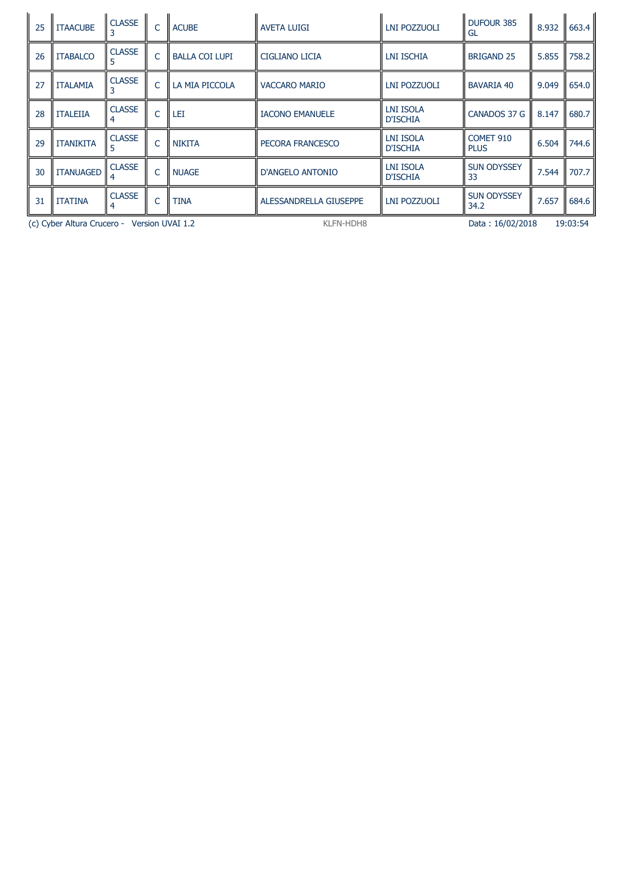| | | | | | | | | | |
|---|---|---|---|---|---|---|---|---|---|
| 25 | ITAACUBE | CLASSE 3 | C | ACUBE | AVETA LUIGI | LNI POZZUOLI | DUFOUR 385 GL | 8.932 | 663.4 |
| 26 | ITABALCO | CLASSE 5 | C | BALLA COI LUPI | CIGLIANO LICIA | LNI ISCHIA | BRIGAND 25 | 5.855 | 758.2 |
| 27 | ITALAMIA | CLASSE 3 | C | LA MIA PICCOLA | VACCARO MARIO | LNI POZZUOLI | BAVARIA 40 | 9.049 | 654.0 |
| 28 | ITALEIIA | CLASSE 4 | C | LEI | IACONO EMANUELE | LNI ISOLA D'ISCHIA | CANADOS 37 G | 8.147 | 680.7 |
| 29 | ITANIKITA | CLASSE 5 | C | NIKITA | PECORA FRANCESCO | LNI ISOLA D'ISCHIA | COMET 910 PLUS | 6.504 | 744.6 |
| 30 | ITANUAGED | CLASSE 4 | C | NUAGE | D'ANGELO ANTONIO | LNI ISOLA D'ISCHIA | SUN ODYSSEY 33 | 7.544 | 707.7 |
| 31 | ITATINA | CLASSE 4 | C | TINA | ALESSANDRELLA GIUSEPPE | LNI POZZUOLI | SUN ODYSSEY 34.2 | 7.657 | 684.6 |

(c) Cyber Altura Crucero - Version UVAI 1.2 KLFN-HDH8 Data : 16/02/2018 19:03:54